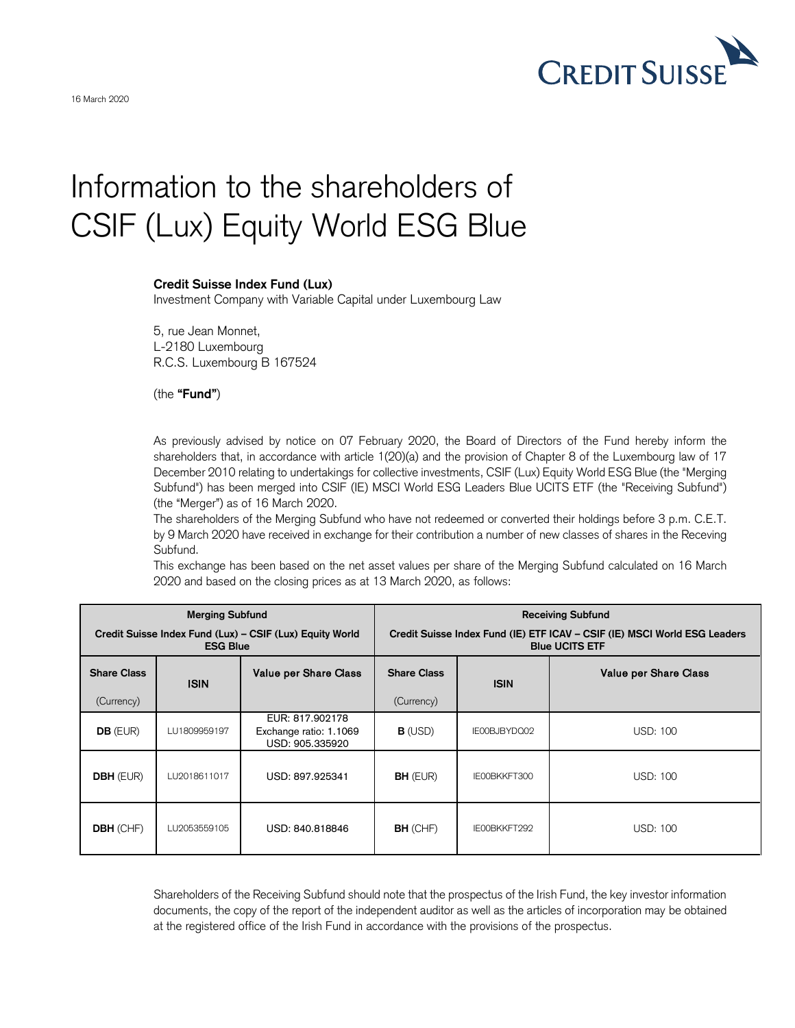16 March 2020

# Information to the shareholders of CSIF (Lux) Equity World ESG Blue

**Credit Suisse Index Fund (Lux)**
Investment Company with Variable Capital under Luxembourg Law

5, rue Jean Monnet,
L-2180 Luxembourg
R.C.S. Luxembourg B 167524

(the **"Fund"**)

As previously advised by notice on 07 February 2020, the Board of Directors of the Fund hereby inform the shareholders that, in accordance with article 1(20)(a) and the provision of Chapter 8 of the Luxembourg law of 17 December 2010 relating to undertakings for collective investments, CSIF (Lux) Equity World ESG Blue (the "Merging Subfund") has been merged into CSIF (IE) MSCI World ESG Leaders Blue UCITS ETF (the "Receiving Subfund") (the "Merger") as of 16 March 2020.

The shareholders of the Merging Subfund who have not redeemed or converted their holdings before 3 p.m. C.E.T. by 9 March 2020 have received in exchange for their contribution a number of new classes of shares in the Receving Subfund.

This exchange has been based on the net asset values per share of the Merging Subfund calculated on 16 March 2020 and based on the closing prices as at 13 March 2020, as follows:

| **Merging Subfund** Credit Suisse Index Fund (Lux) – CSIF (Lux) Equity World ESG Blue | | | **Receiving Subfund** Credit Suisse Index Fund (IE) ETF ICAV – CSIF (IE) MSCI World ESG Leaders Blue UCITS ETF | | |
|---|---|---|---|---|---|
| **Share Class** (Currency) | **ISIN** | **Value per Share Class** | **Share Class** (Currency) | **ISIN** | **Value per Share Class** |
| **DB** (EUR) | LU1809959197 | EUR: 817.902178 Exchange ratio: 1.1069 USD: 905.335920 | **B** (USD) | IE00BJBYDQ02 | USD: 100 |
| **DBH** (EUR) | LU2018611017 | USD: 897.925341 | **BH** (EUR) | IE00BKKFT300 | USD: 100 |
| **DBH** (CHF) | LU2053559105 | USD: 840.818846 | **BH** (CHF) | IE00BKKFT292 | USD: 100 |

Shareholders of the Receiving Subfund should note that the prospectus of the Irish Fund, the key investor information documents, the copy of the report of the independent auditor as well as the articles of incorporation may be obtained at the registered office of the Irish Fund in accordance with the provisions of the prospectus.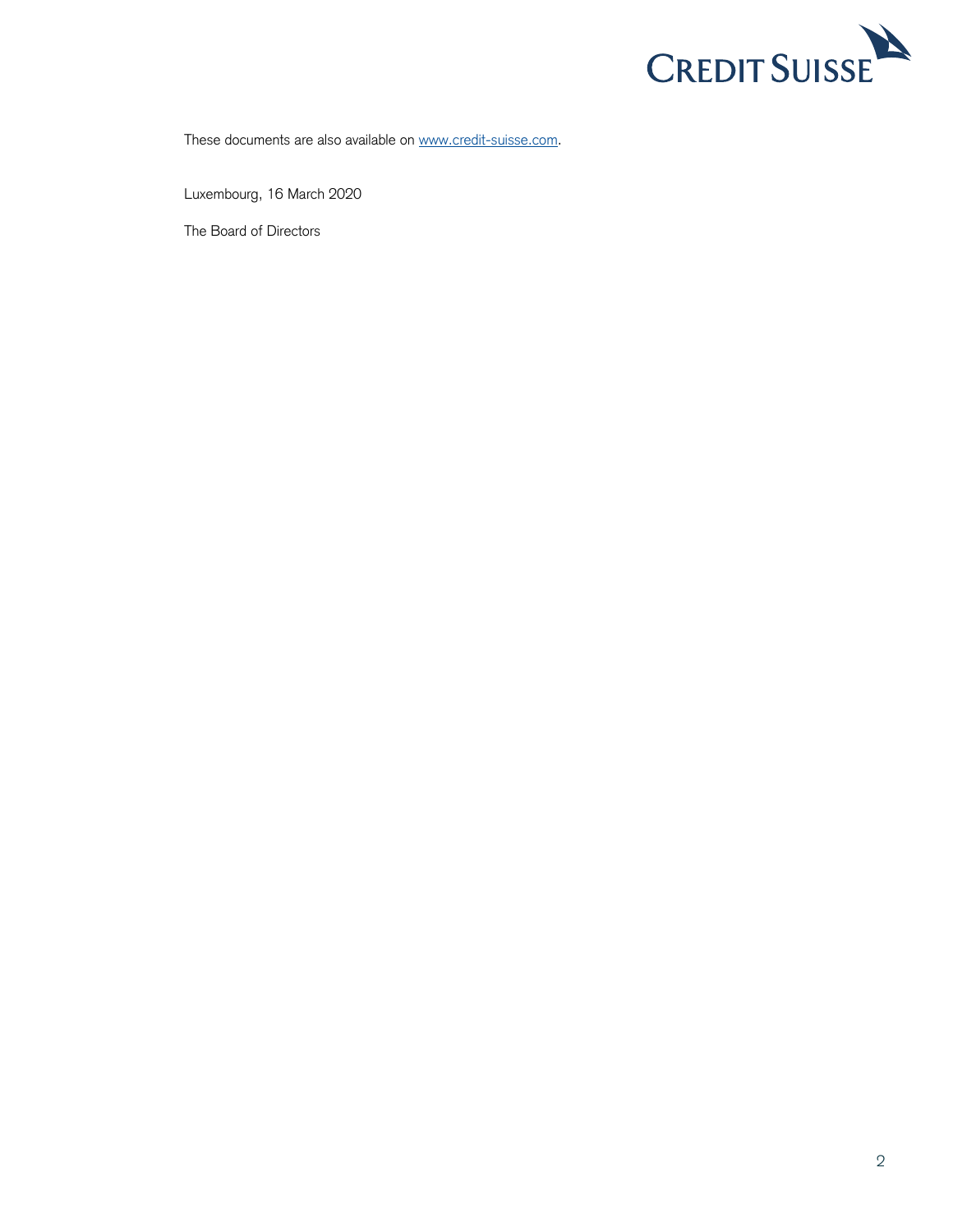These documents are also available on [www.credit-suisse.com](http://www.credit-suisse.com).

Luxembourg, 16 March 2020

The Board of Directors